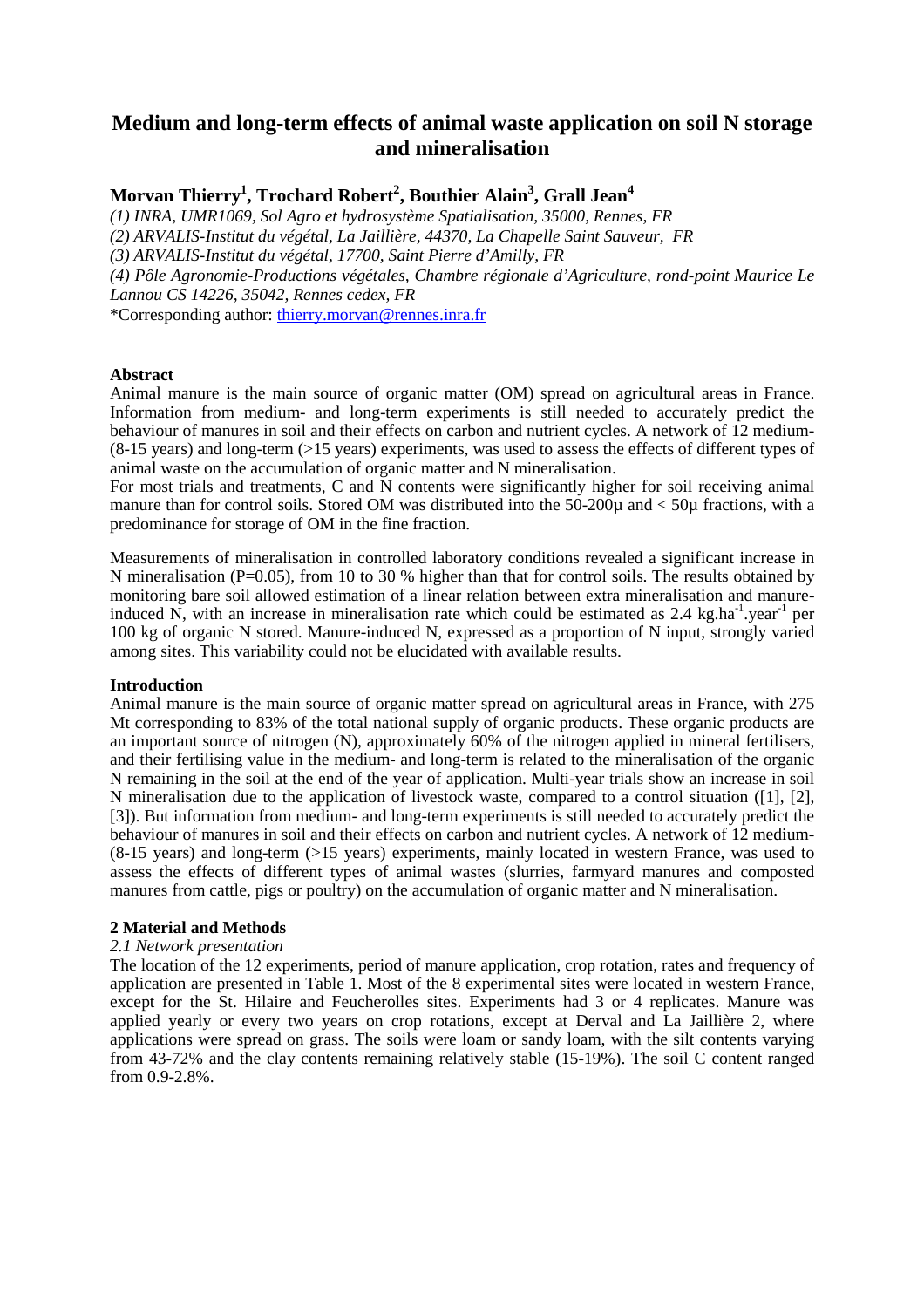# Medium and long-term effects of animal waste application on soil N storage and mineralisation

**Morvan Thierry[1], Trochard Robert[2], Bouthier Alain[3], Grall Jean[4]**

*(1) INRA, UMR1069, Sol Agro et hydrosystème Spatialisation, 35000, Rennes, FR*
*(2) ARVALIS-Institut du végétal, La Jaillière, 44370, La Chapelle Saint Sauveur, FR*
*(3) ARVALIS-Institut du végétal, 17700, Saint Pierre d'Amilly, FR*
*(4) Pôle Agronomie-Productions végétales, Chambre régionale d'Agriculture, rond-point Maurice Le Lannou CS 14226, 35042, Rennes cedex, FR*
*Corresponding author: thierry.morvan@rennes.inra.fr

**Abstract**

Animal manure is the main source of organic matter (OM) spread on agricultural areas in France. Information from medium- and long-term experiments is still needed to accurately predict the behaviour of manures in soil and their effects on carbon and nutrient cycles. A network of 12 medium- (8-15 years) and long-term (>15 years) experiments, was used to assess the effects of different types of animal waste on the accumulation of organic matter and N mineralisation.

For most trials and treatments, C and N contents were significantly higher for soil receiving animal manure than for control soils. Stored OM was distributed into the 50-200µ and < 50µ fractions, with a predominance for storage of OM in the fine fraction.

Measurements of mineralisation in controlled laboratory conditions revealed a significant increase in N mineralisation ($P=0.05$), from 10 to 30 % higher than that for control soils. The results obtained by monitoring bare soil allowed estimation of a linear relation between extra mineralisation and manure-induced N, with an increase in mineralisation rate which could be estimated as 2.4 $kg.ha^{-1}.year^{-1}$ per 100 kg of organic N stored. Manure-induced N, expressed as a proportion of N input, strongly varied among sites. This variability could not be elucidated with available results.

**Introduction**

Animal manure is the main source of organic matter spread on agricultural areas in France, with 275 Mt corresponding to 83% of the total national supply of organic products. These organic products are an important source of nitrogen (N), approximately 60% of the nitrogen applied in mineral fertilisers, and their fertilising value in the medium- and long-term is related to the mineralisation of the organic N remaining in the soil at the end of the year of application. Multi-year trials show an increase in soil N mineralisation due to the application of livestock waste, compared to a control situation ([1], [2], [3]). But information from medium- and long-term experiments is still needed to accurately predict the behaviour of manures in soil and their effects on carbon and nutrient cycles. A network of 12 medium- (8-15 years) and long-term (>15 years) experiments, mainly located in western France, was used to assess the effects of different types of animal wastes (slurries, farmyard manures and composted manures from cattle, pigs or poultry) on the accumulation of organic matter and N mineralisation.

**2 Material and Methods**

*2.1 Network presentation*

The location of the 12 experiments, period of manure application, crop rotation, rates and frequency of application are presented in Table 1. Most of the 8 experimental sites were located in western France, except for the St. Hilaire and Feucherolles sites. Experiments had 3 or 4 replicates. Manure was applied yearly or every two years on crop rotations, except at Derval and La Jaillière 2, where applications were spread on grass. The soils were loam or sandy loam, with the silt contents varying from 43-72% and the clay contents remaining relatively stable (15-19%). The soil C content ranged from 0.9-2.8%.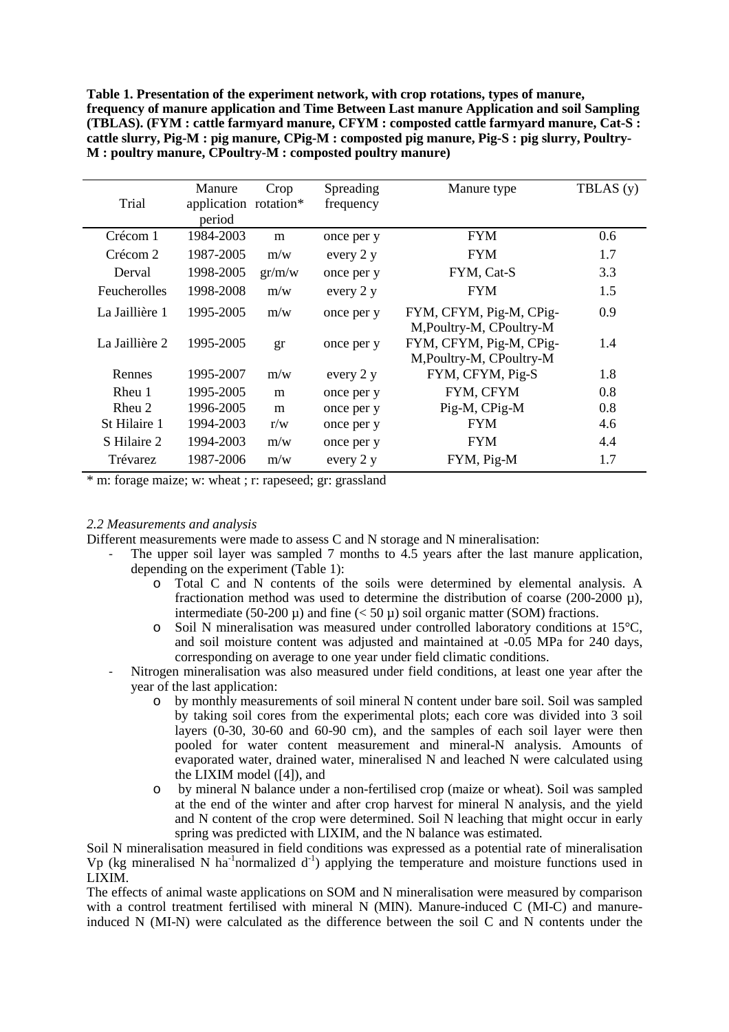**Table 1. Presentation of the experiment network, with crop rotations, types of manure, frequency of manure application and Time Between Last manure Application and soil Sampling (TBLAS). (FYM : cattle farmyard manure, CFYM : composted cattle farmyard manure, Cat-S : cattle slurry, Pig-M : pig manure, CPig-M : composted pig manure, Pig-S : pig slurry, Poultry-M : poultry manure, CPoultry-M : composted poultry manure)**

| Trial | Manure application period | Crop rotation* | Spreading frequency | Manure type | TBLAS (y) |
|---|---|---|---|---|---|
| Crécom 1 | 1984-2003 | m | once per y | FYM | 0.6 |
| Crécom 2 | 1987-2005 | m/w | every 2 y | FYM | 1.7 |
| Derval | 1998-2005 | gr/m/w | once per y | FYM, Cat-S | 3.3 |
| Feucherolles | 1998-2008 | m/w | every 2 y | FYM | 1.5 |
| La Jaillière 1 | 1995-2005 | m/w | once per y | FYM, CFYM, Pig-M, CPig-M,Poultry-M, CPoultry-M | 0.9 |
| La Jaillière 2 | 1995-2005 | gr | once per y | FYM, CFYM, Pig-M, CPig-M,Poultry-M, CPoultry-M | 1.4 |
| Rennes | 1995-2007 | m/w | every 2 y | FYM, CFYM, Pig-S | 1.8 |
| Rheu 1 | 1995-2005 | m | once per y | FYM, CFYM | 0.8 |
| Rheu 2 | 1996-2005 | m | once per y | Pig-M, CPig-M | 0.8 |
| St Hilaire 1 | 1994-2003 | r/w | once per y | FYM | 4.6 |
| S Hilaire 2 | 1994-2003 | m/w | once per y | FYM | 4.4 |
| Trévarez | 1987-2006 | m/w | every 2 y | FYM, Pig-M | 1.7 |

\* m: forage maize; w: wheat ; r: rapeseed; gr: grassland

### *2.2 Measurements and analysis*

Different measurements were made to assess C and N storage and N mineralisation:

- The upper soil layer was sampled 7 months to 4.5 years after the last manure application, depending on the experiment (Table 1):
  - Total C and N contents of the soils were determined by elemental analysis. A fractionation method was used to determine the distribution of coarse (200-2000 µ), intermediate (50-200 µ) and fine (< 50 µ) soil organic matter (SOM) fractions.
  - Soil N mineralisation was measured under controlled laboratory conditions at 15°C, and soil moisture content was adjusted and maintained at -0.05 MPa for 240 days, corresponding on average to one year under field climatic conditions.
- Nitrogen mineralisation was also measured under field conditions, at least one year after the year of the last application:
  - by monthly measurements of soil mineral N content under bare soil. Soil was sampled by taking soil cores from the experimental plots; each core was divided into 3 soil layers (0-30, 30-60 and 60-90 cm), and the samples of each soil layer were then pooled for water content measurement and mineral-N analysis. Amounts of evaporated water, drained water, mineralised N and leached N were calculated using the LIXIM model ([4]), and
  - by mineral N balance under a non-fertilised crop (maize or wheat). Soil was sampled at the end of the winter and after crop harvest for mineral N analysis, and the yield and N content of the crop were determined. Soil N leaching that might occur in early spring was predicted with LIXIM, and the N balance was estimated.

Soil N mineralisation measured in field conditions was expressed as a potential rate of mineralisation Vp (kg mineralised N $ha^{-1}$normalized $d^{-1}$) applying the temperature and moisture functions used in LIXIM.

The effects of animal waste applications on SOM and N mineralisation were measured by comparison with a control treatment fertilised with mineral N (MIN). Manure-induced C (MI-C) and manure-induced N (MI-N) were calculated as the difference between the soil C and N contents under the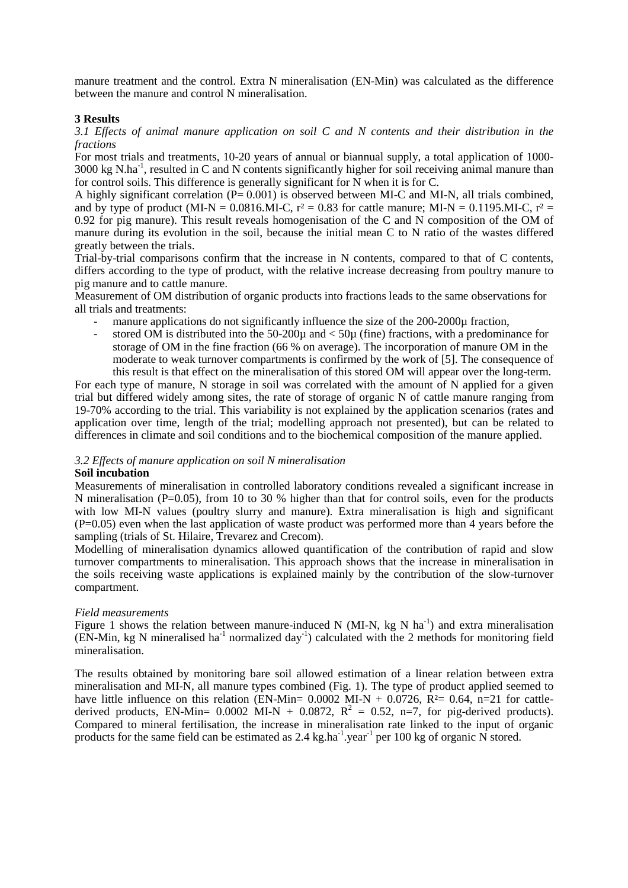manure treatment and the control. Extra N mineralisation (EN-Min) was calculated as the difference between the manure and control N mineralisation.

## 3 Results

### *3.1 Effects of animal manure application on soil C and N contents and their distribution in the fractions*

For most trials and treatments, 10-20 years of annual or biannual supply, a total application of 1000-3000 kg $N.ha^{-1}$, resulted in C and N contents significantly higher for soil receiving animal manure than for control soils. This difference is generally significant for N when it is for C.

A highly significant correlation ($P = 0.001$) is observed between MI-C and MI-N, all trials combined, and by type of product (MI-N = 0.0816.MI-C, $r^2 = 0.83$ for cattle manure; MI-N = 0.1195.MI-C, $r^2 = 0.92$ for pig manure). This result reveals homogenisation of the C and N composition of the OM of manure during its evolution in the soil, because the initial mean C to N ratio of the wastes differed greatly between the trials.

Trial-by-trial comparisons confirm that the increase in N contents, compared to that of C contents, differs according to the type of product, with the relative increase decreasing from poultry manure to pig manure and to cattle manure.

Measurement of OM distribution of organic products into fractions leads to the same observations for all trials and treatments:

- manure applications do not significantly influence the size of the 200-2000µ fraction,
- stored OM is distributed into the 50-200µ and < 50µ (fine) fractions, with a predominance for storage of OM in the fine fraction (66 % on average). The incorporation of manure OM in the moderate to weak turnover compartments is confirmed by the work of [5]. The consequence of this result is that effect on the mineralisation of this stored OM will appear over the long-term.

For each type of manure, N storage in soil was correlated with the amount of N applied for a given trial but differed widely among sites, the rate of storage of organic N of cattle manure ranging from 19-70% according to the trial. This variability is not explained by the application scenarios (rates and application over time, length of the trial; modelling approach not presented), but can be related to differences in climate and soil conditions and to the biochemical composition of the manure applied.

### *3.2 Effects of manure application on soil N mineralisation*

**Soil incubation**

Measurements of mineralisation in controlled laboratory conditions revealed a significant increase in N mineralisation ($P=0.05$), from 10 to 30 % higher than that for control soils, even for the products with low MI-N values (poultry slurry and manure). Extra mineralisation is high and significant ($P=0.05$) even when the last application of waste product was performed more than 4 years before the sampling (trials of St. Hilaire, Trevarez and Crecom).

Modelling of mineralisation dynamics allowed quantification of the contribution of rapid and slow turnover compartments to mineralisation. This approach shows that the increase in mineralisation in the soils receiving waste applications is explained mainly by the contribution of the slow-turnover compartment.

*Field measurements*

Figure 1 shows the relation between manure-induced N (MI-N, kg N $ha^{-1}$) and extra mineralisation (EN-Min, kg N mineralised $ha^{-1}$ normalized $day^{-1}$) calculated with the 2 methods for monitoring field mineralisation.

The results obtained by monitoring bare soil allowed estimation of a linear relation between extra mineralisation and MI-N, all manure types combined (Fig. 1). The type of product applied seemed to have little influence on this relation (EN-Min= 0.0002 MI-N + 0.0726, $R^2= 0.64$, n=21 for cattle-derived products, EN-Min= 0.0002 MI-N + 0.0872, $R^2 = 0.52$, n=7, for pig-derived products). Compared to mineral fertilisation, the increase in mineralisation rate linked to the input of organic products for the same field can be estimated as 2.4 $kg.ha^{-1}.year^{-1}$ per 100 kg of organic N stored.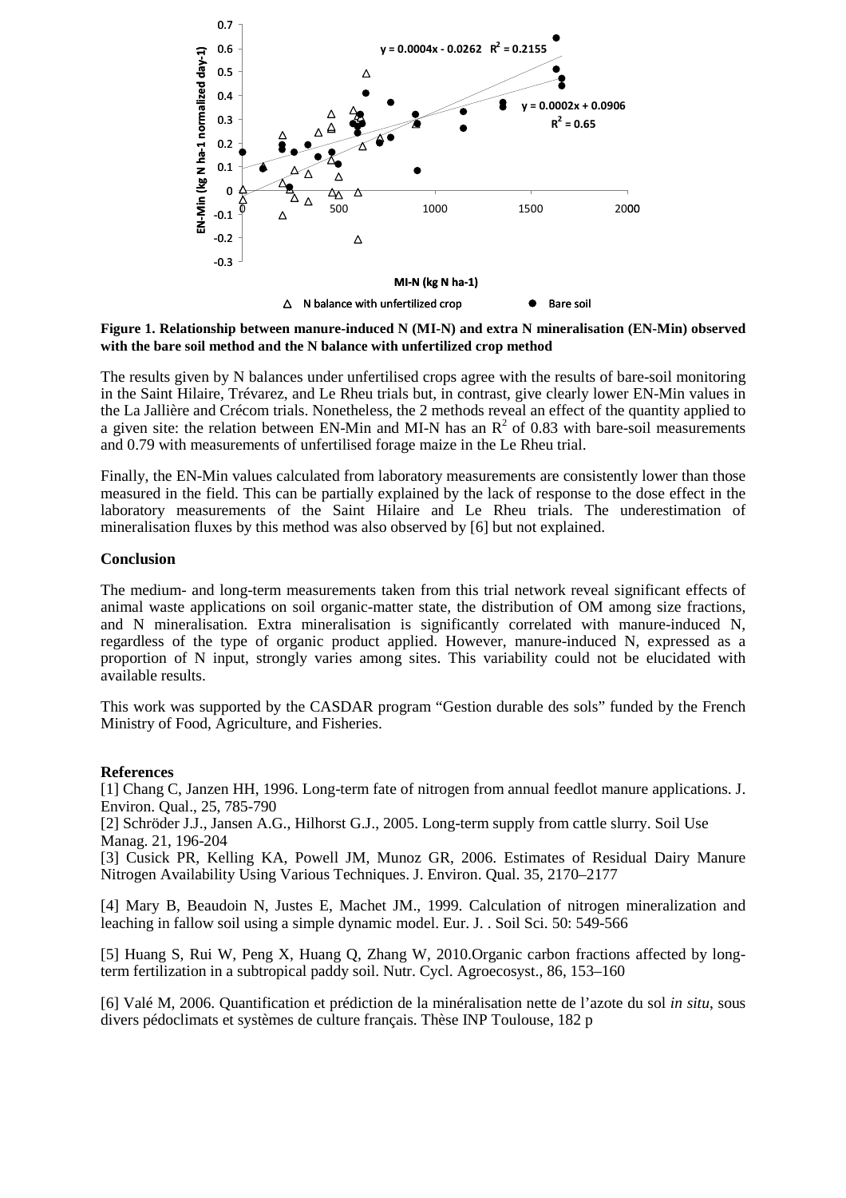0.7
0.6
0.5
0.4
0.3
0.2
0.1
0
-0.1
-0.2
-0.3

EN-Min (kg N ha-1 normalized day-1)

0
500
1000
1500
2000

MI-N (kg N ha-1)

y = 0.0004x - 0.0262 $R^2$ = 0.2155

y = 0.0002x + 0.0906
$R^2$ = 0.65

N balance with unfertilized crop
Bare soil

**Figure 1. Relationship between manure-induced N (MI-N) and extra N mineralisation (EN-Min) observed with the bare soil method and the N balance with unfertilized crop method**

The results given by N balances under unfertilised crops agree with the results of bare-soil monitoring in the Saint Hilaire, Trévarez, and Le Rheu trials but, in contrast, give clearly lower EN-Min values in the La Jallière and Crécom trials. Nonetheless, the 2 methods reveal an effect of the quantity applied to a given site: the relation between EN-Min and MI-N has an $R^2$ of 0.83 with bare-soil measurements and 0.79 with measurements of unfertilised forage maize in the Le Rheu trial.

Finally, the EN-Min values calculated from laboratory measurements are consistently lower than those measured in the field. This can be partially explained by the lack of response to the dose effect in the laboratory measurements of the Saint Hilaire and Le Rheu trials. The underestimation of mineralisation fluxes by this method was also observed by [6] but not explained.

## Conclusion

The medium- and long-term measurements taken from this trial network reveal significant effects of animal waste applications on soil organic-matter state, the distribution of OM among size fractions, and N mineralisation. Extra mineralisation is significantly correlated with manure-induced N, regardless of the type of organic product applied. However, manure-induced N, expressed as a proportion of N input, strongly varies among sites. This variability could not be elucidated with available results.

This work was supported by the CASDAR program "Gestion durable des sols" funded by the French Ministry of Food, Agriculture, and Fisheries.

## References

[1] Chang C, Janzen HH, 1996. Long-term fate of nitrogen from annual feedlot manure applications. J. Environ. Qual., 25, 785-790

[2] Schröder J.J., Jansen A.G., Hilhorst G.J., 2005. Long-term supply from cattle slurry. Soil Use Manag. 21, 196-204

[3] Cusick PR, Kelling KA, Powell JM, Munoz GR, 2006. Estimates of Residual Dairy Manure Nitrogen Availability Using Various Techniques. J. Environ. Qual. 35, 2170–2177

[4] Mary B, Beaudoin N, Justes E, Machet JM., 1999. Calculation of nitrogen mineralization and leaching in fallow soil using a simple dynamic model. Eur. J. . Soil Sci. 50: 549-566

[5] Huang S, Rui W, Peng X, Huang Q, Zhang W, 2010.Organic carbon fractions affected by long-term fertilization in a subtropical paddy soil. Nutr. Cycl. Agroecosyst., 86, 153–160

[6] Valé M, 2006. Quantification et prédiction de la minéralisation nette de l'azote du sol *in situ*, sous divers pédoclimats et systèmes de culture français. Thèse INP Toulouse, 182 p